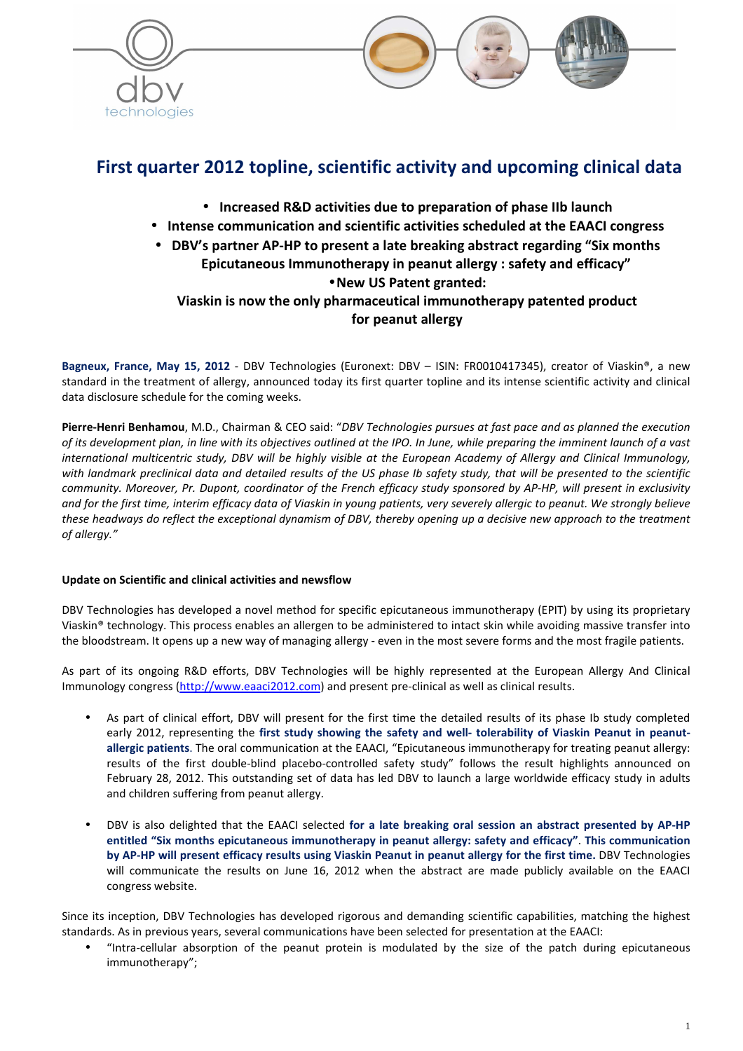# First quarter 2012 topline, scientific activity and upcoming clinical data

- **Increased R&D activities due to preparation of phase IIb launch**
- **Intense communication and scientific activities scheduled at the EAACI congress**
- **DBV's partner AP-HP to present a late breaking abstract regarding "Six months Epicutaneous Immunotherapy in peanut allergy : safety and efficacy"**
- **New US Patent granted: Viaskin is now the only pharmaceutical immunotherapy patented product for peanut allergy**

**Bagneux, France, May 15, 2012** - DBV Technologies (Euronext: DBV – ISIN: FR0010417345), creator of Viaskin®, a new standard in the treatment of allergy, announced today its first quarter topline and its intense scientific activity and clinical data disclosure schedule for the coming weeks.

**Pierre-Henri Benhamou**, M.D., Chairman & CEO said: "*DBV Technologies pursues at fast pace and as planned the execution of its development plan, in line with its objectives outlined at the IPO. In June, while preparing the imminent launch of a vast international multicentric study, DBV will be highly visible at the European Academy of Allergy and Clinical Immunology, with landmark preclinical data and detailed results of the US phase Ib safety study, that will be presented to the scientific community. Moreover, Pr. Dupont, coordinator of the French efficacy study sponsored by AP-HP, will present in exclusivity and for the first time, interim efficacy data of Viaskin in young patients, very severely allergic to peanut. We strongly believe these headways do reflect the exceptional dynamism of DBV, thereby opening up a decisive new approach to the treatment of allergy.*"

#### Update on Scientific and clinical activities and newsflow

DBV Technologies has developed a novel method for specific epicutaneous immunotherapy (EPIT) by using its proprietary Viaskin® technology. This process enables an allergen to be administered to intact skin while avoiding massive transfer into the bloodstream. It opens up a new way of managing allergy - even in the most severe forms and the most fragile patients.

As part of its ongoing R&D efforts, DBV Technologies will be highly represented at the European Allergy And Clinical Immunology congress (http://www.eaaci2012.com) and present pre-clinical as well as clinical results.

- As part of clinical effort, DBV will present for the first time the detailed results of its phase Ib study completed early 2012, representing the **first study showing the safety and well- tolerability of Viaskin Peanut in peanut-allergic patients**. The oral communication at the EAACI, "Epicutaneous immunotherapy for treating peanut allergy: results of the first double-blind placebo-controlled safety study" follows the result highlights announced on February 28, 2012. This outstanding set of data has led DBV to launch a large worldwide efficacy study in adults and children suffering from peanut allergy.

- DBV is also delighted that the EAACI selected **for a late breaking oral session an abstract presented by AP-HP entitled "Six months epicutaneous immunotherapy in peanut allergy: safety and efficacy". This communication by AP-HP will present efficacy results using Viaskin Peanut in peanut allergy for the first time.** DBV Technologies will communicate the results on June 16, 2012 when the abstract are made publicly available on the EAACI congress website.

Since its inception, DBV Technologies has developed rigorous and demanding scientific capabilities, matching the highest standards. As in previous years, several communications have been selected for presentation at the EAACI:

- "Intra-cellular absorption of the peanut protein is modulated by the size of the patch during epicutaneous immunotherapy";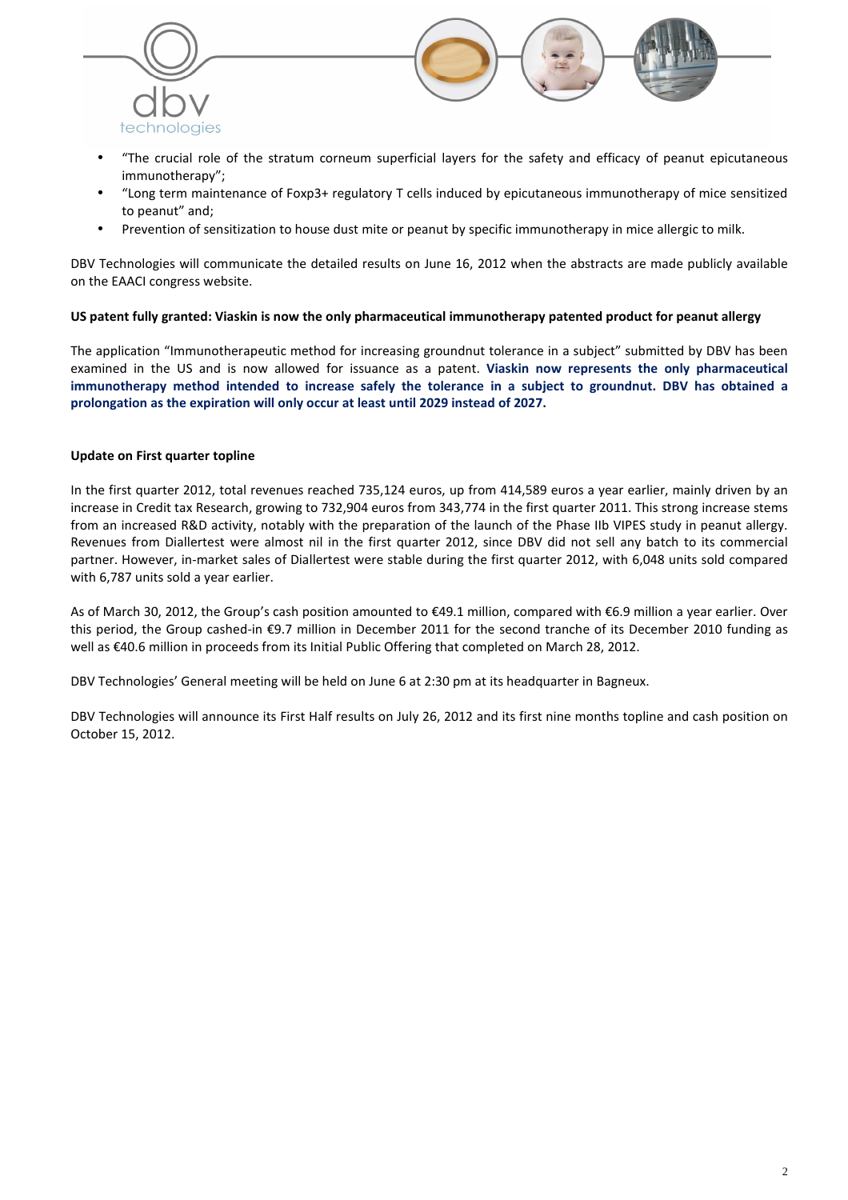- "The crucial role of the stratum corneum superficial layers for the safety and efficacy of peanut epicutaneous immunotherapy";
- "Long term maintenance of Foxp3+ regulatory T cells induced by epicutaneous immunotherapy of mice sensitized to peanut" and;
- Prevention of sensitization to house dust mite or peanut by specific immunotherapy in mice allergic to milk.

DBV Technologies will communicate the detailed results on June 16, 2012 when the abstracts are made publicly available on the EAACI congress website.

**US patent fully granted: Viaskin is now the only pharmaceutical immunotherapy patented product for peanut allergy**

The application "Immunotherapeutic method for increasing groundnut tolerance in a subject" submitted by DBV has been examined in the US and is now allowed for issuance as a patent. **Viaskin now represents the only pharmaceutical immunotherapy method intended to increase safely the tolerance in a subject to groundnut. DBV has obtained a prolongation as the expiration will only occur at least until 2029 instead of 2027.**

**Update on First quarter topline**

In the first quarter 2012, total revenues reached 735,124 euros, up from 414,589 euros a year earlier, mainly driven by an increase in Credit tax Research, growing to 732,904 euros from 343,774 in the first quarter 2011. This strong increase stems from an increased R&D activity, notably with the preparation of the launch of the Phase IIb VIPES study in peanut allergy. Revenues from Diallertest were almost nil in the first quarter 2012, since DBV did not sell any batch to its commercial partner. However, in-market sales of Diallertest were stable during the first quarter 2012, with 6,048 units sold compared with 6,787 units sold a year earlier.

As of March 30, 2012, the Group's cash position amounted to €49.1 million, compared with €6.9 million a year earlier. Over this period, the Group cashed-in €9.7 million in December 2011 for the second tranche of its December 2010 funding as well as €40.6 million in proceeds from its Initial Public Offering that completed on March 28, 2012.

DBV Technologies' General meeting will be held on June 6 at 2:30 pm at its headquarter in Bagneux.

DBV Technologies will announce its First Half results on July 26, 2012 and its first nine months topline and cash position on October 15, 2012.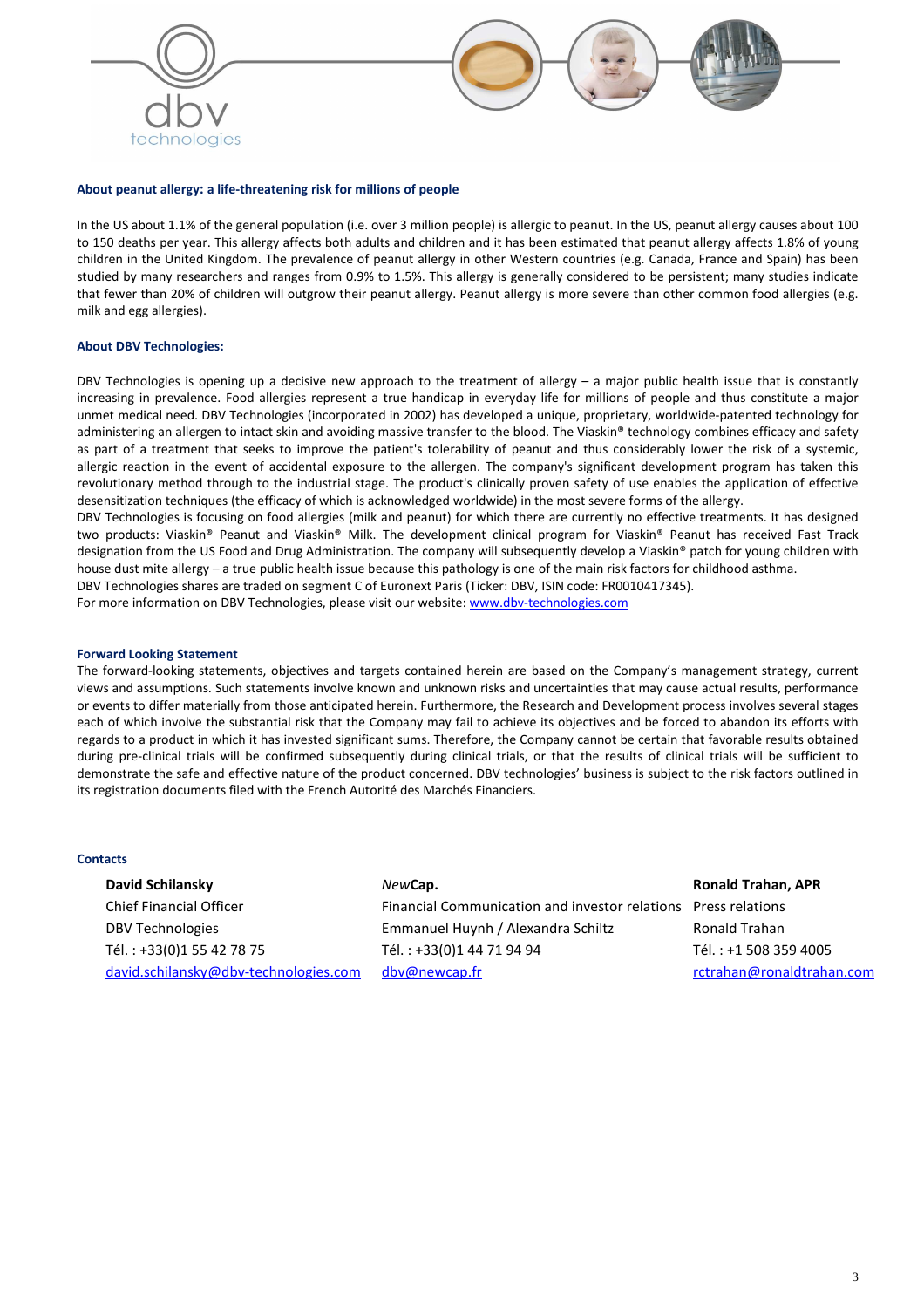### About peanut allergy: a life-threatening risk for millions of people

In the US about 1.1% of the general population (i.e. over 3 million people) is allergic to peanut. In the US, peanut allergy causes about 100 to 150 deaths per year. This allergy affects both adults and children and it has been estimated that peanut allergy affects 1.8% of young children in the United Kingdom. The prevalence of peanut allergy in other Western countries (e.g. Canada, France and Spain) has been studied by many researchers and ranges from 0.9% to 1.5%. This allergy is generally considered to be persistent; many studies indicate that fewer than 20% of children will outgrow their peanut allergy. Peanut allergy is more severe than other common food allergies (e.g. milk and egg allergies).

### About DBV Technologies:

DBV Technologies is opening up a decisive new approach to the treatment of allergy – a major public health issue that is constantly increasing in prevalence. Food allergies represent a true handicap in everyday life for millions of people and thus constitute a major unmet medical need. DBV Technologies (incorporated in 2002) has developed a unique, proprietary, worldwide-patented technology for administering an allergen to intact skin and avoiding massive transfer to the blood. The Viaskin® technology combines efficacy and safety as part of a treatment that seeks to improve the patient's tolerability of peanut and thus considerably lower the risk of a systemic, allergic reaction in the event of accidental exposure to the allergen. The company's significant development program has taken this revolutionary method through to the industrial stage. The product's clinically proven safety of use enables the application of effective desensitization techniques (the efficacy of which is acknowledged worldwide) in the most severe forms of the allergy.
DBV Technologies is focusing on food allergies (milk and peanut) for which there are currently no effective treatments. It has designed two products: Viaskin® Peanut and Viaskin® Milk. The development clinical program for Viaskin® Peanut has received Fast Track designation from the US Food and Drug Administration. The company will subsequently develop a Viaskin® patch for young children with house dust mite allergy – a true public health issue because this pathology is one of the main risk factors for childhood asthma.
DBV Technologies shares are traded on segment C of Euronext Paris (Ticker: DBV, ISIN code: FR0010417345).
For more information on DBV Technologies, please visit our website: www.dbv-technologies.com

### Forward Looking Statement

The forward-looking statements, objectives and targets contained herein are based on the Company's management strategy, current views and assumptions. Such statements involve known and unknown risks and uncertainties that may cause actual results, performance or events to differ materially from those anticipated herein. Furthermore, the Research and Development process involves several stages each of which involve the substantial risk that the Company may fail to achieve its objectives and be forced to abandon its efforts with regards to a product in which it has invested significant sums. Therefore, the Company cannot be certain that favorable results obtained during pre-clinical trials will be confirmed subsequently during clinical trials, or that the results of clinical trials will be sufficient to demonstrate the safe and effective nature of the product concerned. DBV technologies' business is subject to the risk factors outlined in its registration documents filed with the French Autorité des Marchés Financiers.

### Contacts

**David Schilansky**
Chief Financial Officer
DBV Technologies
Tél. : +33(0)1 55 42 78 75
david.schilansky@dbv-technologies.com

***New*Cap.**
Financial Communication and investor relations
Emmanuel Huynh / Alexandra Schiltz
Tél. : +33(0)1 44 71 94 94
dbv@newcap.fr

**Ronald Trahan, APR**
Press relations
Ronald Trahan
Tél. : +1 508 359 4005
rctrahan@ronaldtrahan.com